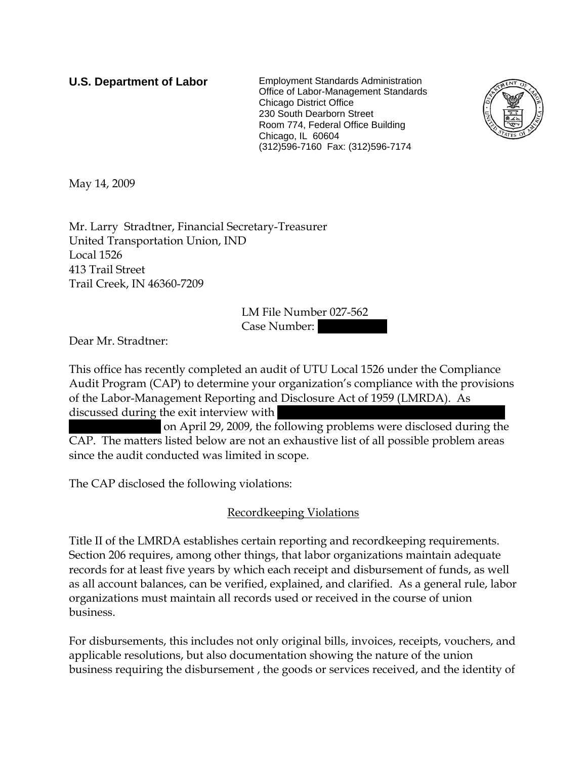**U.S. Department of Labor**

Employment Standards Administration
Office of Labor-Management Standards
Chicago District Office
230 South Dearborn Street
Room 774, Federal Office Building
Chicago, IL 60604
(312)596-7160 Fax: (312)596-7174

May 14, 2009

Mr. Larry Stradtner, Financial Secretary-Treasurer
United Transportation Union, IND
Local 1526
413 Trail Street
Trail Creek, IN 46360-7209

LM File Number 027-562
Case Number: [REDACTED]

Dear Mr. Stradtner:

This office has recently completed an audit of UTU Local 1526 under the Compliance Audit Program (CAP) to determine your organization's compliance with the provisions of the Labor-Management Reporting and Disclosure Act of 1959 (LMRDA). As discussed during the exit interview with [REDACTED] on April 29, 2009, the following problems were disclosed during the CAP. The matters listed below are not an exhaustive list of all possible problem areas since the audit conducted was limited in scope.

The CAP disclosed the following violations:

## Recordkeeping Violations

Title II of the LMRDA establishes certain reporting and recordkeeping requirements. Section 206 requires, among other things, that labor organizations maintain adequate records for at least five years by which each receipt and disbursement of funds, as well as all account balances, can be verified, explained, and clarified. As a general rule, labor organizations must maintain all records used or received in the course of union business.

For disbursements, this includes not only original bills, invoices, receipts, vouchers, and applicable resolutions, but also documentation showing the nature of the union business requiring the disbursement , the goods or services received, and the identity of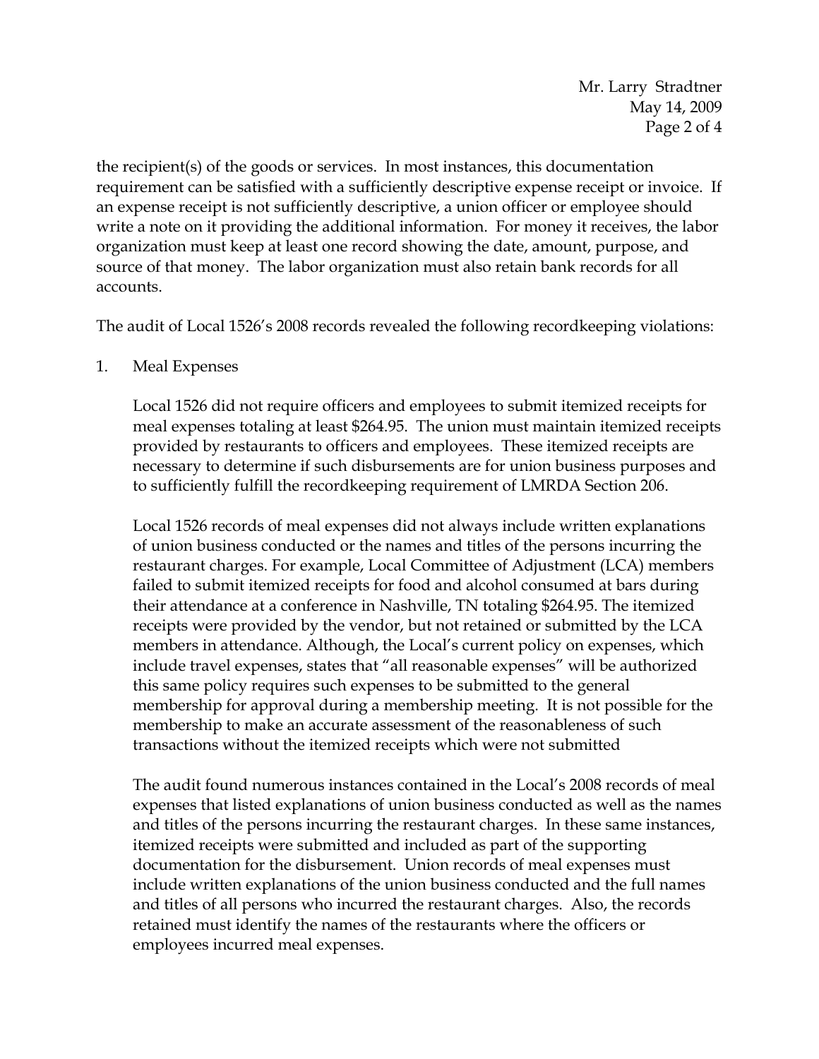the recipient(s) of the goods or services. In most instances, this documentation requirement can be satisfied with a sufficiently descriptive expense receipt or invoice. If an expense receipt is not sufficiently descriptive, a union officer or employee should write a note on it providing the additional information. For money it receives, the labor organization must keep at least one record showing the date, amount, purpose, and source of that money. The labor organization must also retain bank records for all accounts.

The audit of Local 1526's 2008 records revealed the following recordkeeping violations:

1. Meal Expenses

   Local 1526 did not require officers and employees to submit itemized receipts for meal expenses totaling at least $264.95. The union must maintain itemized receipts provided by restaurants to officers and employees. These itemized receipts are necessary to determine if such disbursements are for union business purposes and to sufficiently fulfill the recordkeeping requirement of LMRDA Section 206.

   Local 1526 records of meal expenses did not always include written explanations of union business conducted or the names and titles of the persons incurring the restaurant charges. For example, Local Committee of Adjustment (LCA) members failed to submit itemized receipts for food and alcohol consumed at bars during their attendance at a conference in Nashville, TN totaling $264.95. The itemized receipts were provided by the vendor, but not retained or submitted by the LCA members in attendance. Although, the Local's current policy on expenses, which include travel expenses, states that "all reasonable expenses" will be authorized this same policy requires such expenses to be submitted to the general membership for approval during a membership meeting. It is not possible for the membership to make an accurate assessment of the reasonableness of such transactions without the itemized receipts which were not submitted

   The audit found numerous instances contained in the Local's 2008 records of meal expenses that listed explanations of union business conducted as well as the names and titles of the persons incurring the restaurant charges. In these same instances, itemized receipts were submitted and included as part of the supporting documentation for the disbursement. Union records of meal expenses must include written explanations of the union business conducted and the full names and titles of all persons who incurred the restaurant charges. Also, the records retained must identify the names of the restaurants where the officers or employees incurred meal expenses.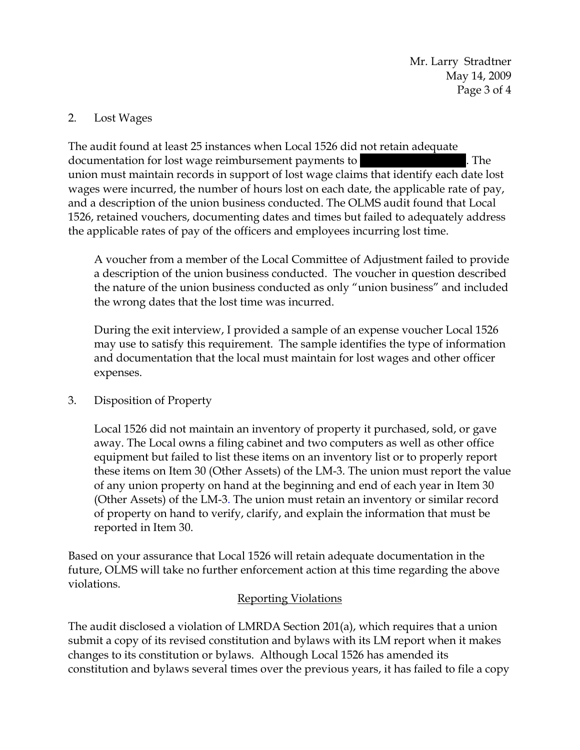2. Lost Wages

The audit found at least 25 instances when Local 1526 did not retain adequate documentation for lost wage reimbursement payments to . The union must maintain records in support of lost wage claims that identify each date lost wages were incurred, the number of hours lost on each date, the applicable rate of pay, and a description of the union business conducted. The OLMS audit found that Local 1526, retained vouchers, documenting dates and times but failed to adequately address the applicable rates of pay of the officers and employees incurring lost time.

A voucher from a member of the Local Committee of Adjustment failed to provide a description of the union business conducted. The voucher in question described the nature of the union business conducted as only "union business" and included the wrong dates that the lost time was incurred.

During the exit interview, I provided a sample of an expense voucher Local 1526 may use to satisfy this requirement. The sample identifies the type of information and documentation that the local must maintain for lost wages and other officer expenses.

3. Disposition of Property

Local 1526 did not maintain an inventory of property it purchased, sold, or gave away. The Local owns a filing cabinet and two computers as well as other office equipment but failed to list these items on an inventory list or to properly report these items on Item 30 (Other Assets) of the LM-3. The union must report the value of any union property on hand at the beginning and end of each year in Item 30 (Other Assets) of the LM-3. The union must retain an inventory or similar record of property on hand to verify, clarify, and explain the information that must be reported in Item 30.

Based on your assurance that Local 1526 will retain adequate documentation in the future, OLMS will take no further enforcement action at this time regarding the above violations.

## Reporting Violations

The audit disclosed a violation of LMRDA Section 201(a), which requires that a union submit a copy of its revised constitution and bylaws with its LM report when it makes changes to its constitution or bylaws. Although Local 1526 has amended its constitution and bylaws several times over the previous years, it has failed to file a copy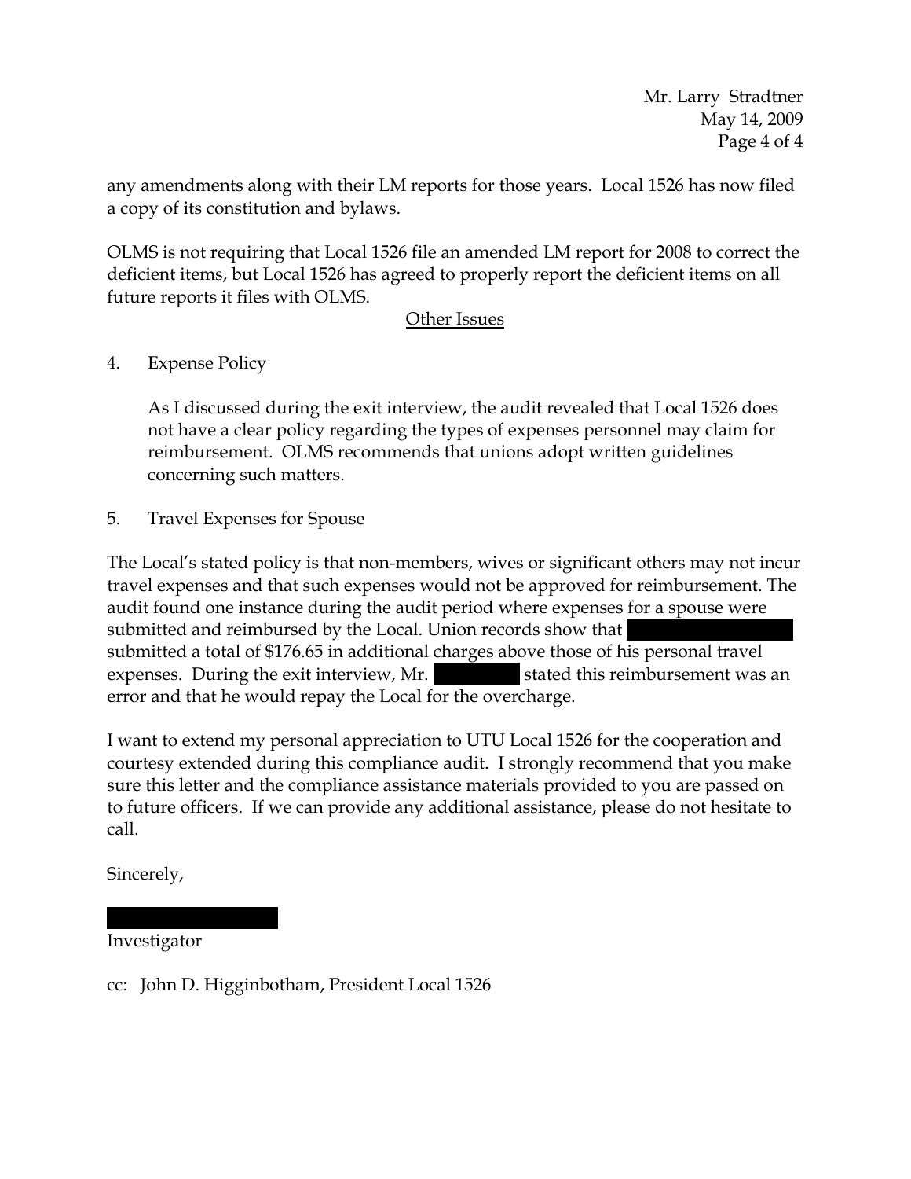any amendments along with their LM reports for those years. Local 1526 has now filed a copy of its constitution and bylaws.

OLMS is not requiring that Local 1526 file an amended LM report for 2008 to correct the deficient items, but Local 1526 has agreed to properly report the deficient items on all future reports it files with OLMS.

<u>Other Issues</u>

4. Expense Policy

   As I discussed during the exit interview, the audit revealed that Local 1526 does not have a clear policy regarding the types of expenses personnel may claim for reimbursement. OLMS recommends that unions adopt written guidelines concerning such matters.

5. Travel Expenses for Spouse

The Local's stated policy is that non-members, wives or significant others may not incur travel expenses and that such expenses would not be approved for reimbursement. The audit found one instance during the audit period where expenses for a spouse were submitted and reimbursed by the Local. Union records show that [REDACTED] submitted a total of $176.65 in additional charges above those of his personal travel expenses. During the exit interview, Mr. [REDACTED] stated this reimbursement was an error and that he would repay the Local for the overcharge.

I want to extend my personal appreciation to UTU Local 1526 for the cooperation and courtesy extended during this compliance audit. I strongly recommend that you make sure this letter and the compliance assistance materials provided to you are passed on to future officers. If we can provide any additional assistance, please do not hesitate to call.

Sincerely,

[REDACTED]

Investigator

cc: John D. Higginbotham, President Local 1526